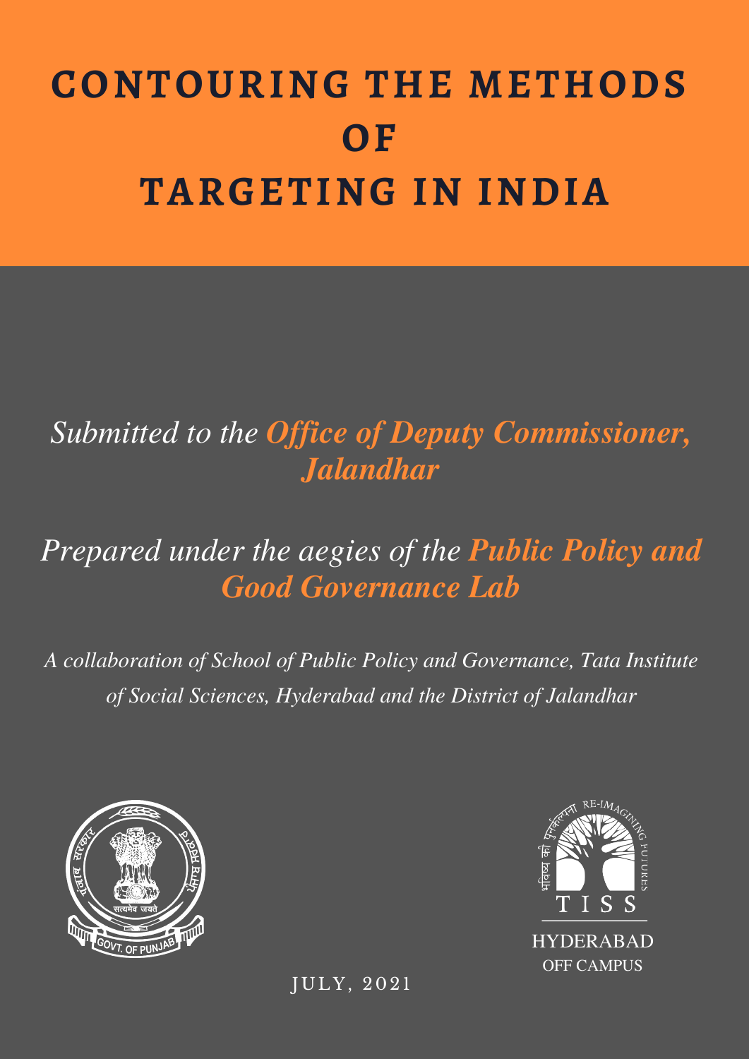# CONTOURING THE METHODS OF TARGETING IN INDIA

*Submitted to the* ***Office of Deputy Commissioner, Jalandhar***

*Prepared under the aegies of the* ***Public Policy and Good Governance Lab***

*A collaboration of School of Public Policy and Governance, Tata Institute of Social Sciences, Hyderabad and the District of Jalandhar*

JULY, 2021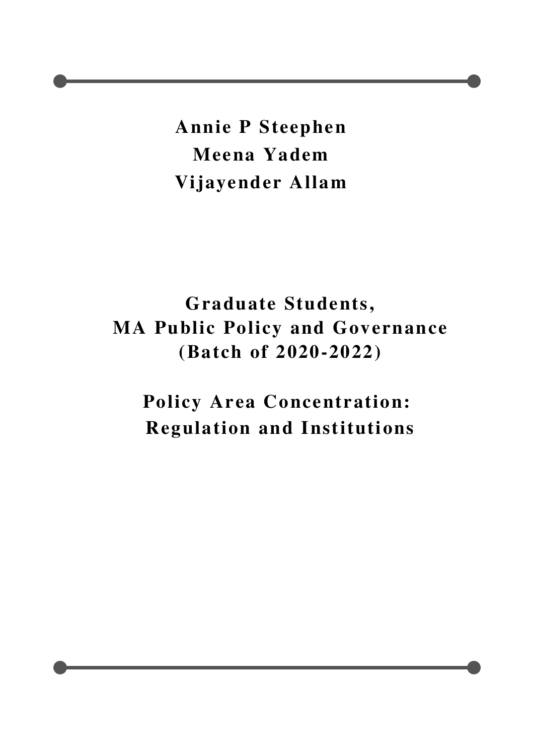**Annie P Steephen**
**Meena Yadem**
**Vijayender Allam**

**Graduate Students,**
**MA Public Policy and Governance**
**(Batch of 2020-2022)**

**Policy Area Concentration:**
**Regulation and Institutions**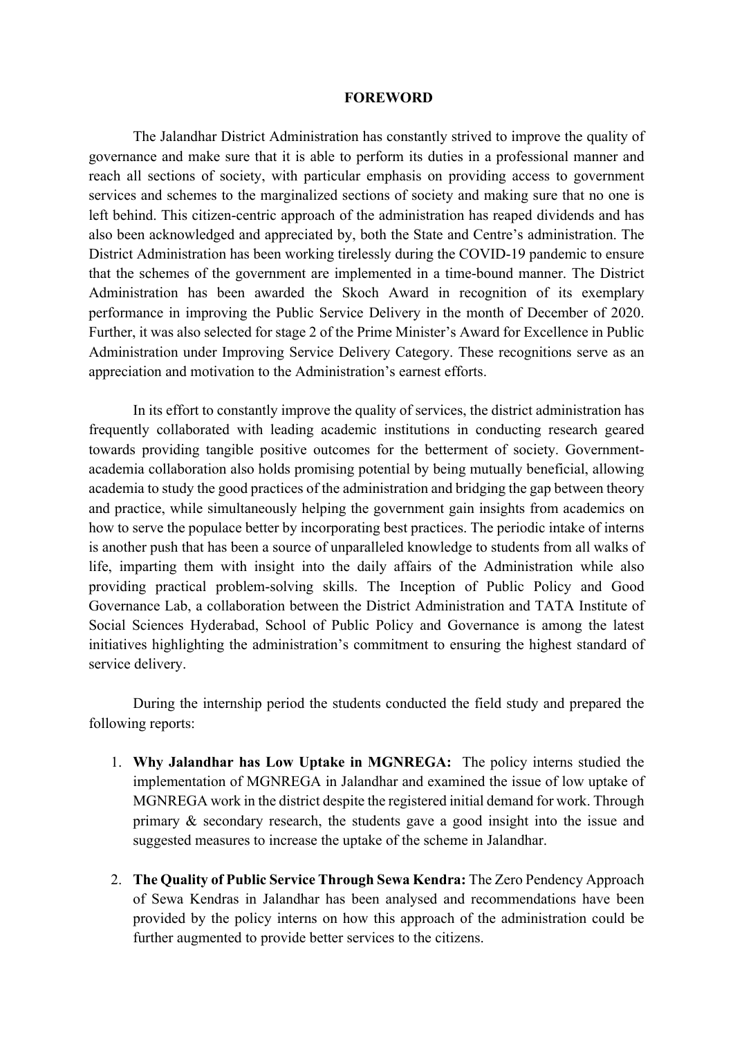# FOREWORD

The Jalandhar District Administration has constantly strived to improve the quality of governance and make sure that it is able to perform its duties in a professional manner and reach all sections of society, with particular emphasis on providing access to government services and schemes to the marginalized sections of society and making sure that no one is left behind. This citizen-centric approach of the administration has reaped dividends and has also been acknowledged and appreciated by, both the State and Centre's administration. The District Administration has been working tirelessly during the COVID-19 pandemic to ensure that the schemes of the government are implemented in a time-bound manner. The District Administration has been awarded the Skoch Award in recognition of its exemplary performance in improving the Public Service Delivery in the month of December of 2020. Further, it was also selected for stage 2 of the Prime Minister's Award for Excellence in Public Administration under Improving Service Delivery Category. These recognitions serve as an appreciation and motivation to the Administration's earnest efforts.

In its effort to constantly improve the quality of services, the district administration has frequently collaborated with leading academic institutions in conducting research geared towards providing tangible positive outcomes for the betterment of society. Government-academia collaboration also holds promising potential by being mutually beneficial, allowing academia to study the good practices of the administration and bridging the gap between theory and practice, while simultaneously helping the government gain insights from academics on how to serve the populace better by incorporating best practices. The periodic intake of interns is another push that has been a source of unparalleled knowledge to students from all walks of life, imparting them with insight into the daily affairs of the Administration while also providing practical problem-solving skills. The Inception of Public Policy and Good Governance Lab, a collaboration between the District Administration and TATA Institute of Social Sciences Hyderabad, School of Public Policy and Governance is among the latest initiatives highlighting the administration's commitment to ensuring the highest standard of service delivery.

During the internship period the students conducted the field study and prepared the following reports:

1. **Why Jalandhar has Low Uptake in MGNREGA:** The policy interns studied the implementation of MGNREGA in Jalandhar and examined the issue of low uptake of MGNREGA work in the district despite the registered initial demand for work. Through primary & secondary research, the students gave a good insight into the issue and suggested measures to increase the uptake of the scheme in Jalandhar.

2. **The Quality of Public Service Through Sewa Kendra:** The Zero Pendency Approach of Sewa Kendras in Jalandhar has been analysed and recommendations have been provided by the policy interns on how this approach of the administration could be further augmented to provide better services to the citizens.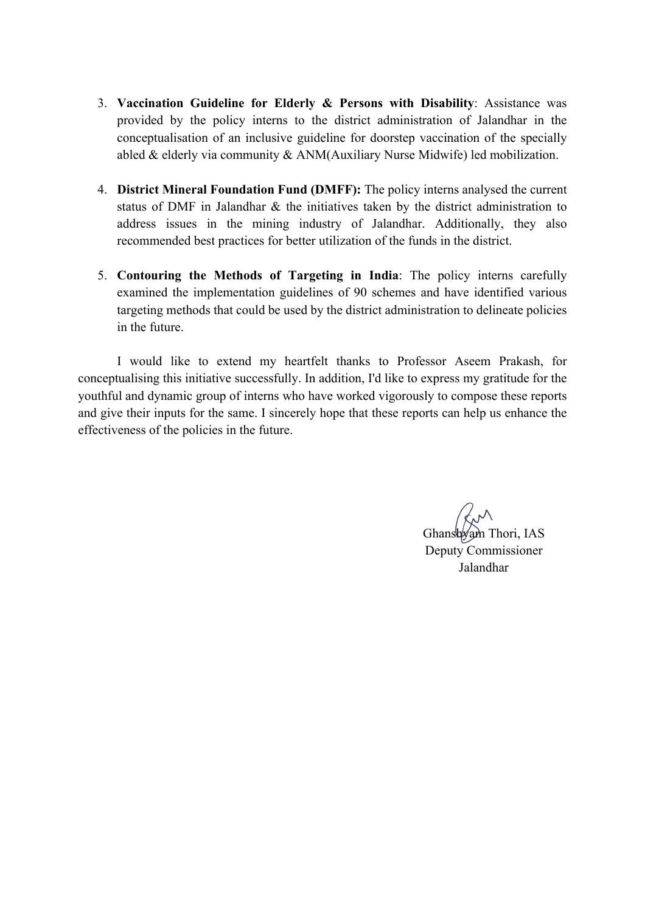3. **Vaccination Guideline for Elderly & Persons with Disability**: Assistance was provided by the policy interns to the district administration of Jalandhar in the conceptualisation of an inclusive guideline for doorstep vaccination of the specially abled & elderly via community & ANM(Auxiliary Nurse Midwife) led mobilization.

4. **District Mineral Foundation Fund (DMFF):** The policy interns analysed the current status of DMF in Jalandhar & the initiatives taken by the district administration to address issues in the mining industry of Jalandhar. Additionally, they also recommended best practices for better utilization of the funds in the district.

5. **Contouring the Methods of Targeting in India**: The policy interns carefully examined the implementation guidelines of 90 schemes and have identified various targeting methods that could be used by the district administration to delineate policies in the future.

I would like to extend my heartfelt thanks to Professor Aseem Prakash, for conceptualising this initiative successfully. In addition, I'd like to express my gratitude for the youthful and dynamic group of interns who have worked vigorously to compose these reports and give their inputs for the same. I sincerely hope that these reports can help us enhance the effectiveness of the policies in the future.

Ghanshyam Thori, IAS
Deputy Commissioner
Jalandhar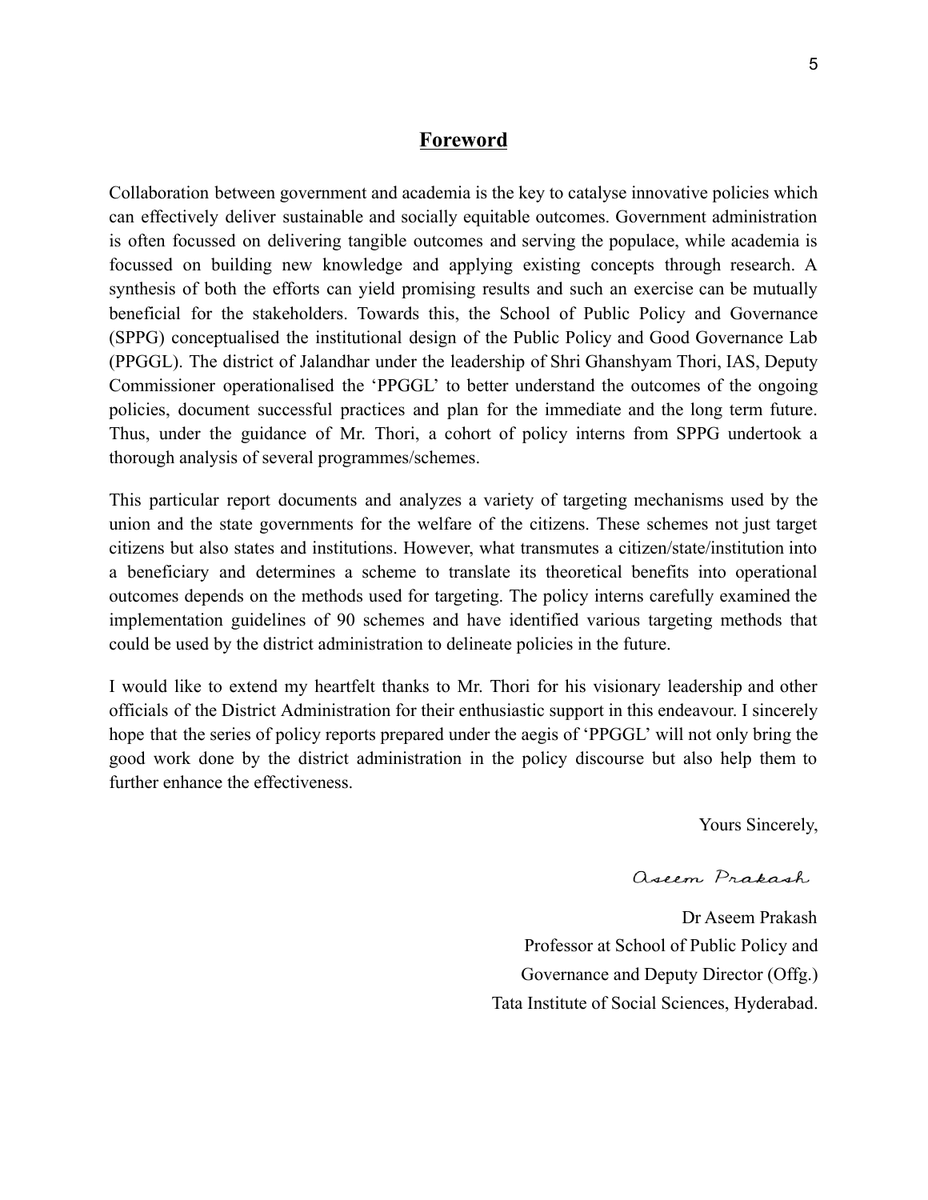## Foreword

Collaboration between government and academia is the key to catalyse innovative policies which can effectively deliver sustainable and socially equitable outcomes. Government administration is often focussed on delivering tangible outcomes and serving the populace, while academia is focussed on building new knowledge and applying existing concepts through research. A synthesis of both the efforts can yield promising results and such an exercise can be mutually beneficial for the stakeholders. Towards this, the School of Public Policy and Governance (SPPG) conceptualised the institutional design of the Public Policy and Good Governance Lab (PPGGL). The district of Jalandhar under the leadership of Shri Ghanshyam Thori, IAS, Deputy Commissioner operationalised the 'PPGGL' to better understand the outcomes of the ongoing policies, document successful practices and plan for the immediate and the long term future. Thus, under the guidance of Mr. Thori, a cohort of policy interns from SPPG undertook a thorough analysis of several programmes/schemes.

This particular report documents and analyzes a variety of targeting mechanisms used by the union and the state governments for the welfare of the citizens. These schemes not just target citizens but also states and institutions. However, what transmutes a citizen/state/institution into a beneficiary and determines a scheme to translate its theoretical benefits into operational outcomes depends on the methods used for targeting. The policy interns carefully examined the implementation guidelines of 90 schemes and have identified various targeting methods that could be used by the district administration to delineate policies in the future.

I would like to extend my heartfelt thanks to Mr. Thori for his visionary leadership and other officials of the District Administration for their enthusiastic support in this endeavour. I sincerely hope that the series of policy reports prepared under the aegis of 'PPGGL' will not only bring the good work done by the district administration in the policy discourse but also help them to further enhance the effectiveness.

Yours Sincerely,

*Aseem Prakash*

Dr Aseem Prakash
Professor at School of Public Policy and
Governance and Deputy Director (Offg.)
Tata Institute of Social Sciences, Hyderabad.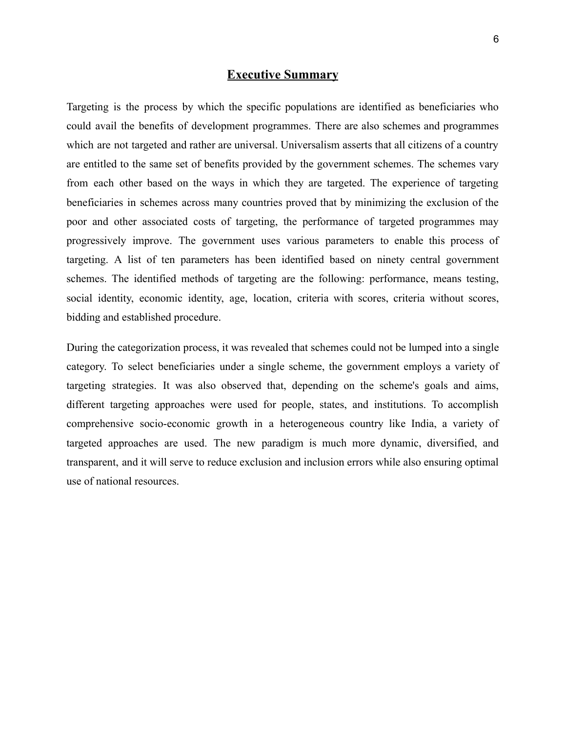# Executive Summary

Targeting is the process by which the specific populations are identified as beneficiaries who could avail the benefits of development programmes. There are also schemes and programmes which are not targeted and rather are universal. Universalism asserts that all citizens of a country are entitled to the same set of benefits provided by the government schemes. The schemes vary from each other based on the ways in which they are targeted. The experience of targeting beneficiaries in schemes across many countries proved that by minimizing the exclusion of the poor and other associated costs of targeting, the performance of targeted programmes may progressively improve. The government uses various parameters to enable this process of targeting. A list of ten parameters has been identified based on ninety central government schemes. The identified methods of targeting are the following: performance, means testing, social identity, economic identity, age, location, criteria with scores, criteria without scores, bidding and established procedure.

During the categorization process, it was revealed that schemes could not be lumped into a single category. To select beneficiaries under a single scheme, the government employs a variety of targeting strategies. It was also observed that, depending on the scheme's goals and aims, different targeting approaches were used for people, states, and institutions. To accomplish comprehensive socio-economic growth in a heterogeneous country like India, a variety of targeted approaches are used. The new paradigm is much more dynamic, diversified, and transparent, and it will serve to reduce exclusion and inclusion errors while also ensuring optimal use of national resources.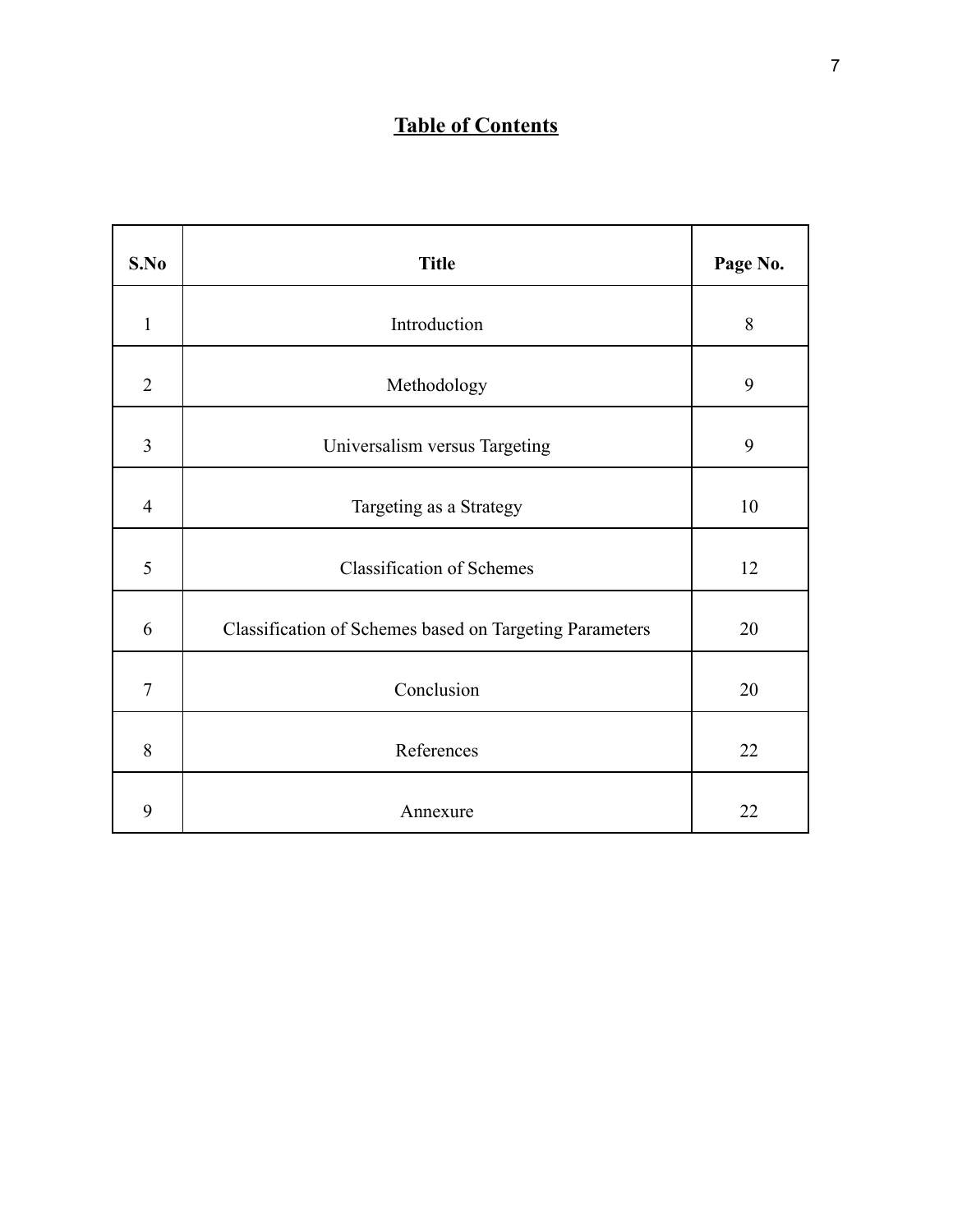# Table of Contents

| S.No | Title | Page No. |
|---|---|---|
| 1 | Introduction | 8 |
| 2 | Methodology | 9 |
| 3 | Universalism versus Targeting | 9 |
| 4 | Targeting as a Strategy | 10 |
| 5 | Classification of Schemes | 12 |
| 6 | Classification of Schemes based on Targeting Parameters | 20 |
| 7 | Conclusion | 20 |
| 8 | References | 22 |
| 9 | Annexure | 22 |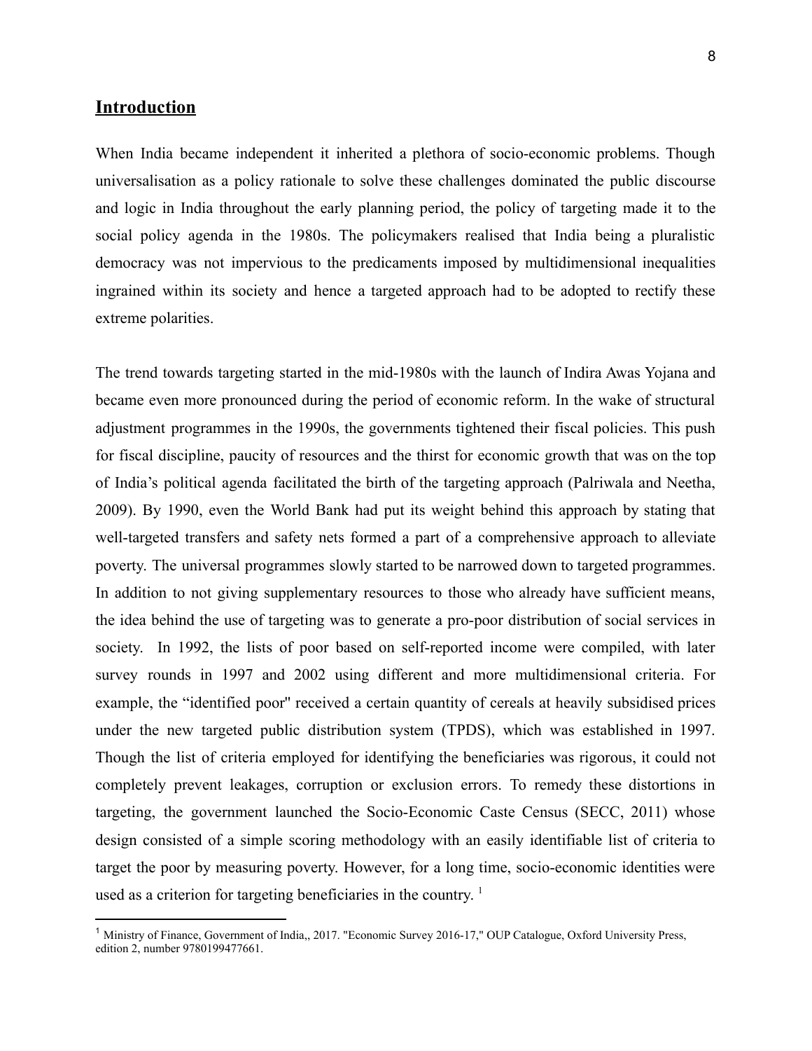## Introduction

When India became independent it inherited a plethora of socio-economic problems. Though universalisation as a policy rationale to solve these challenges dominated the public discourse and logic in India throughout the early planning period, the policy of targeting made it to the social policy agenda in the 1980s. The policymakers realised that India being a pluralistic democracy was not impervious to the predicaments imposed by multidimensional inequalities ingrained within its society and hence a targeted approach had to be adopted to rectify these extreme polarities.

The trend towards targeting started in the mid-1980s with the launch of Indira Awas Yojana and became even more pronounced during the period of economic reform. In the wake of structural adjustment programmes in the 1990s, the governments tightened their fiscal policies. This push for fiscal discipline, paucity of resources and the thirst for economic growth that was on the top of India's political agenda facilitated the birth of the targeting approach (Palriwala and Neetha, 2009). By 1990, even the World Bank had put its weight behind this approach by stating that well-targeted transfers and safety nets formed a part of a comprehensive approach to alleviate poverty. The universal programmes slowly started to be narrowed down to targeted programmes. In addition to not giving supplementary resources to those who already have sufficient means, the idea behind the use of targeting was to generate a pro-poor distribution of social services in society. In 1992, the lists of poor based on self-reported income were compiled, with later survey rounds in 1997 and 2002 using different and more multidimensional criteria. For example, the "identified poor" received a certain quantity of cereals at heavily subsidised prices under the new targeted public distribution system (TPDS), which was established in 1997. Though the list of criteria employed for identifying the beneficiaries was rigorous, it could not completely prevent leakages, corruption or exclusion errors. To remedy these distortions in targeting, the government launched the Socio-Economic Caste Census (SECC, 2011) whose design consisted of a simple scoring methodology with an easily identifiable list of criteria to target the poor by measuring poverty. However, for a long time, socio-economic identities were used as a criterion for targeting beneficiaries in the country. [1]

---

[1] Ministry of Finance, Government of India,, 2017. "Economic Survey 2016-17," OUP Catalogue, Oxford University Press, edition 2, number 9780199477661.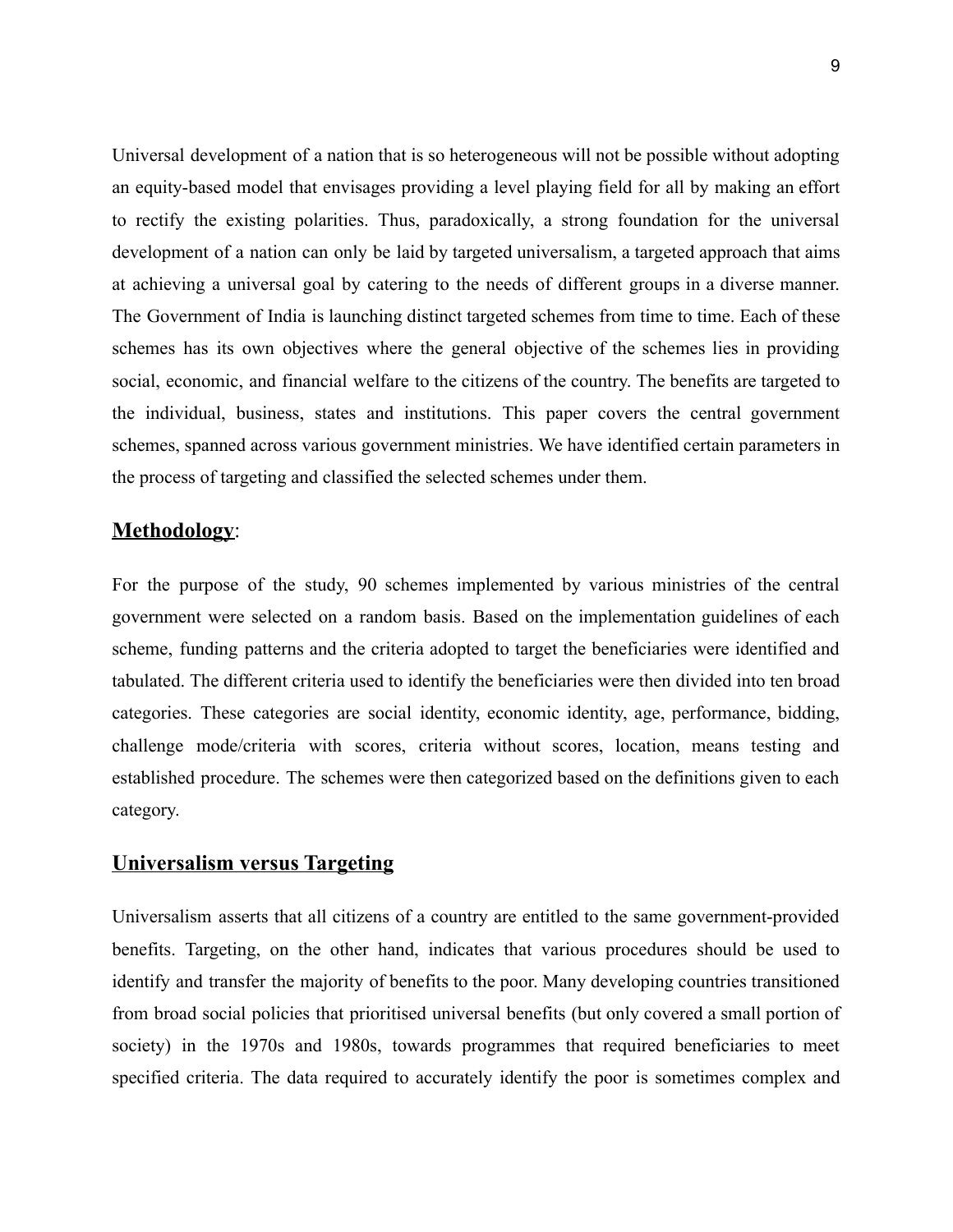Universal development of a nation that is so heterogeneous will not be possible without adopting an equity-based model that envisages providing a level playing field for all by making an effort to rectify the existing polarities. Thus, paradoxically, a strong foundation for the universal development of a nation can only be laid by targeted universalism, a targeted approach that aims at achieving a universal goal by catering to the needs of different groups in a diverse manner. The Government of India is launching distinct targeted schemes from time to time. Each of these schemes has its own objectives where the general objective of the schemes lies in providing social, economic, and financial welfare to the citizens of the country. The benefits are targeted to the individual, business, states and institutions. This paper covers the central government schemes, spanned across various government ministries. We have identified certain parameters in the process of targeting and classified the selected schemes under them.

## <u>Methodology</u>:

For the purpose of the study, 90 schemes implemented by various ministries of the central government were selected on a random basis. Based on the implementation guidelines of each scheme, funding patterns and the criteria adopted to target the beneficiaries were identified and tabulated. The different criteria used to identify the beneficiaries were then divided into ten broad categories. These categories are social identity, economic identity, age, performance, bidding, challenge mode/criteria with scores, criteria without scores, location, means testing and established procedure. The schemes were then categorized based on the definitions given to each category.

## <u>Universalism versus Targeting</u>

Universalism asserts that all citizens of a country are entitled to the same government-provided benefits. Targeting, on the other hand, indicates that various procedures should be used to identify and transfer the majority of benefits to the poor. Many developing countries transitioned from broad social policies that prioritised universal benefits (but only covered a small portion of society) in the 1970s and 1980s, towards programmes that required beneficiaries to meet specified criteria. The data required to accurately identify the poor is sometimes complex and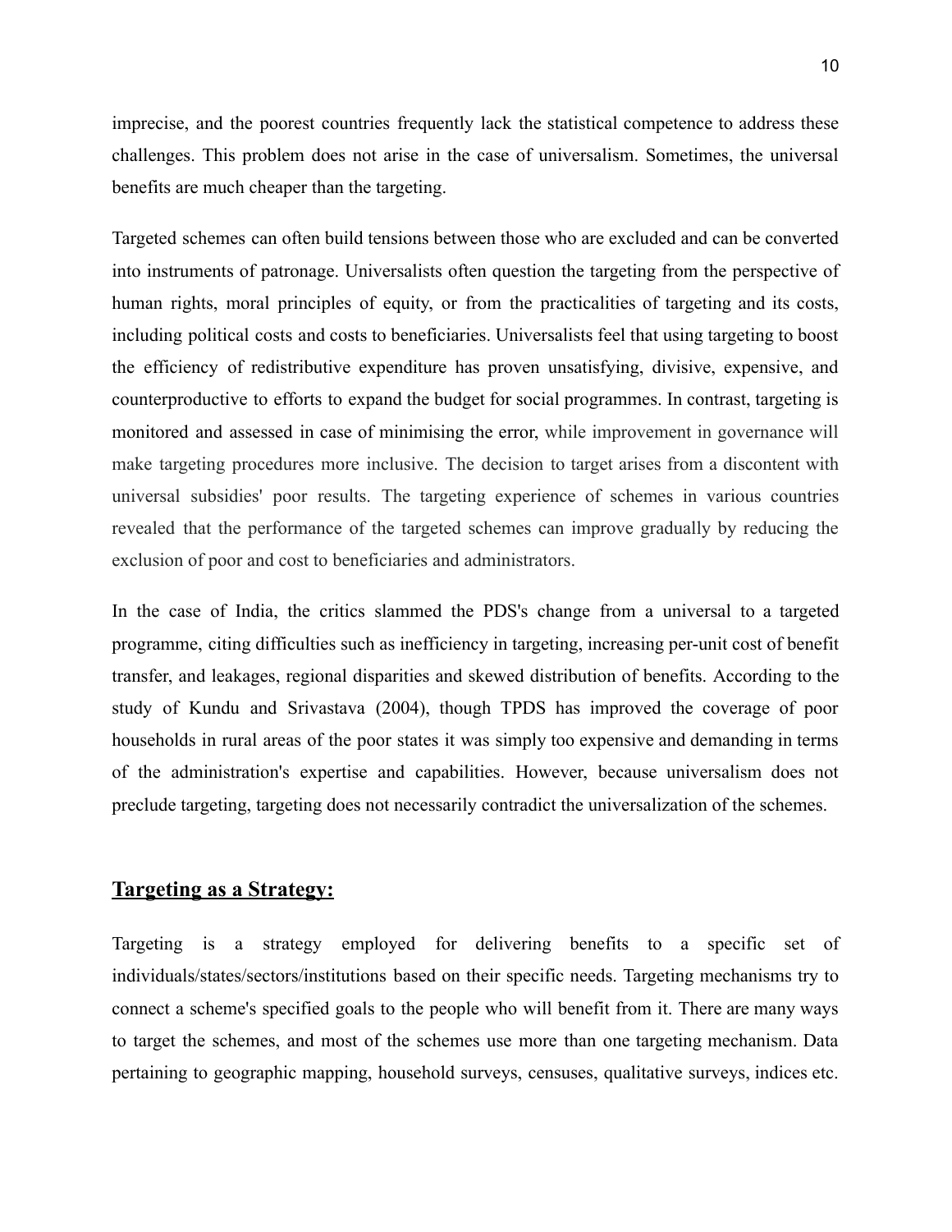imprecise, and the poorest countries frequently lack the statistical competence to address these challenges. This problem does not arise in the case of universalism. Sometimes, the universal benefits are much cheaper than the targeting.

Targeted schemes can often build tensions between those who are excluded and can be converted into instruments of patronage. Universalists often question the targeting from the perspective of human rights, moral principles of equity, or from the practicalities of targeting and its costs, including political costs and costs to beneficiaries. Universalists feel that using targeting to boost the efficiency of redistributive expenditure has proven unsatisfying, divisive, expensive, and counterproductive to efforts to expand the budget for social programmes. In contrast, targeting is monitored and assessed in case of minimising the error, while improvement in governance will make targeting procedures more inclusive. The decision to target arises from a discontent with universal subsidies' poor results. The targeting experience of schemes in various countries revealed that the performance of the targeted schemes can improve gradually by reducing the exclusion of poor and cost to beneficiaries and administrators.

In the case of India, the critics slammed the PDS's change from a universal to a targeted programme, citing difficulties such as inefficiency in targeting, increasing per-unit cost of benefit transfer, and leakages, regional disparities and skewed distribution of benefits. According to the study of Kundu and Srivastava (2004), though TPDS has improved the coverage of poor households in rural areas of the poor states it was simply too expensive and demanding in terms of the administration's expertise and capabilities. However, because universalism does not preclude targeting, targeting does not necessarily contradict the universalization of the schemes.

## <u>**Targeting as a Strategy:**</u>

Targeting is a strategy employed for delivering benefits to a specific set of individuals/states/sectors/institutions based on their specific needs. Targeting mechanisms try to connect a scheme's specified goals to the people who will benefit from it. There are many ways to target the schemes, and most of the schemes use more than one targeting mechanism. Data pertaining to geographic mapping, household surveys, censuses, qualitative surveys, indices etc.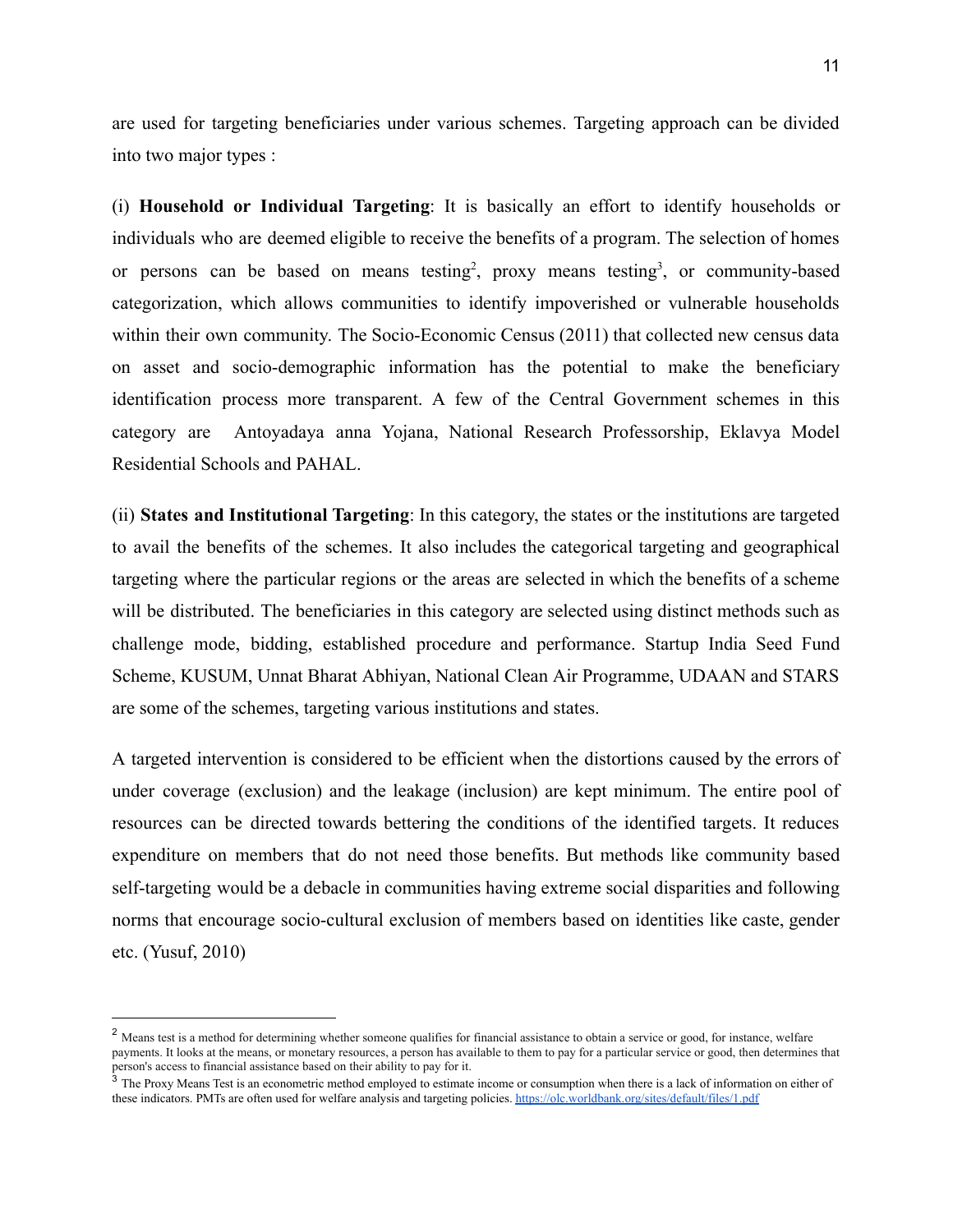are used for targeting beneficiaries under various schemes. Targeting approach can be divided into two major types :

(i) **Household or Individual Targeting**: It is basically an effort to identify households or individuals who are deemed eligible to receive the benefits of a program. The selection of homes or persons can be based on means testing[2], proxy means testing[3], or community-based categorization, which allows communities to identify impoverished or vulnerable households within their own community. The Socio-Economic Census (2011) that collected new census data on asset and socio-demographic information has the potential to make the beneficiary identification process more transparent. A few of the Central Government schemes in this category are Antoyadaya anna Yojana, National Research Professorship, Eklavya Model Residential Schools and PAHAL.

(ii) **States and Institutional Targeting**: In this category, the states or the institutions are targeted to avail the benefits of the schemes. It also includes the categorical targeting and geographical targeting where the particular regions or the areas are selected in which the benefits of a scheme will be distributed. The beneficiaries in this category are selected using distinct methods such as challenge mode, bidding, established procedure and performance. Startup India Seed Fund Scheme, KUSUM, Unnat Bharat Abhiyan, National Clean Air Programme, UDAAN and STARS are some of the schemes, targeting various institutions and states.

A targeted intervention is considered to be efficient when the distortions caused by the errors of under coverage (exclusion) and the leakage (inclusion) are kept minimum. The entire pool of resources can be directed towards bettering the conditions of the identified targets. It reduces expenditure on members that do not need those benefits. But methods like community based self-targeting would be a debacle in communities having extreme social disparities and following norms that encourage socio-cultural exclusion of members based on identities like caste, gender etc. (Yusuf, 2010)

---

[2] Means test is a method for determining whether someone qualifies for financial assistance to obtain a service or good, for instance, welfare payments. It looks at the means, or monetary resources, a person has available to them to pay for a particular service or good, then determines that person's access to financial assistance based on their ability to pay for it.

[3] The Proxy Means Test is an econometric method employed to estimate income or consumption when there is a lack of information on either of these indicators. PMTs are often used for welfare analysis and targeting policies. https://olc.worldbank.org/sites/default/files/1.pdf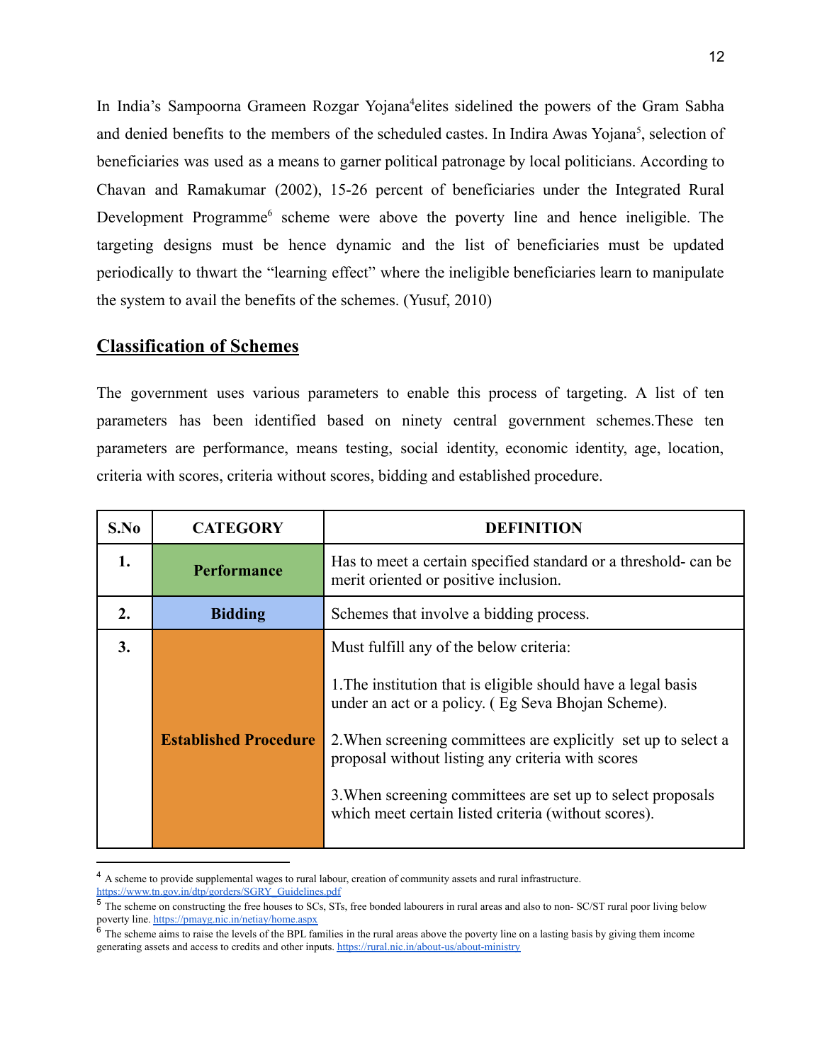In India's Sampoorna Grameen Rozgar Yojana[4]elites sidelined the powers of the Gram Sabha and denied benefits to the members of the scheduled castes. In Indira Awas Yojana[5], selection of beneficiaries was used as a means to garner political patronage by local politicians. According to Chavan and Ramakumar (2002), 15-26 percent of beneficiaries under the Integrated Rural Development Programme[6] scheme were above the poverty line and hence ineligible. The targeting designs must be hence dynamic and the list of beneficiaries must be updated periodically to thwart the "learning effect" where the ineligible beneficiaries learn to manipulate the system to avail the benefits of the schemes. (Yusuf, 2010)

## Classification of Schemes

The government uses various parameters to enable this process of targeting. A list of ten parameters has been identified based on ninety central government schemes.These ten parameters are performance, means testing, social identity, economic identity, age, location, criteria with scores, criteria without scores, bidding and established procedure.

| S.No | CATEGORY | DEFINITION |
|---|---|---|
| 1. | **Performance** | Has to meet a certain specified standard or a threshold- can be merit oriented or positive inclusion. |
| 2. | **Bidding** | Schemes that involve a bidding process. |
| 3. | **Established Procedure** | Must fulfill any of the below criteria:<br><br>1.The institution that is eligible should have a legal basis under an act or a policy. ( Eg Seva Bhojan Scheme).<br><br>2.When screening committees are explicitly set up to select a proposal without listing any criteria with scores<br><br>3.When screening committees are set up to select proposals which meet certain listed criteria (without scores). |

---

[4] A scheme to provide supplemental wages to rural labour, creation of community assets and rural infrastructure. https://www.tn.gov.in/dtp/gorders/SGRY_Guidelines.pdf

[5] The scheme on constructing the free houses to SCs, STs, free bonded labourers in rural areas and also to non- SC/ST rural poor living below poverty line. https://pmayg.nic.in/netiay/home.aspx

[6] The scheme aims to raise the levels of the BPL families in the rural areas above the poverty line on a lasting basis by giving them income generating assets and access to credits and other inputs. https://rural.nic.in/about-us/about-ministry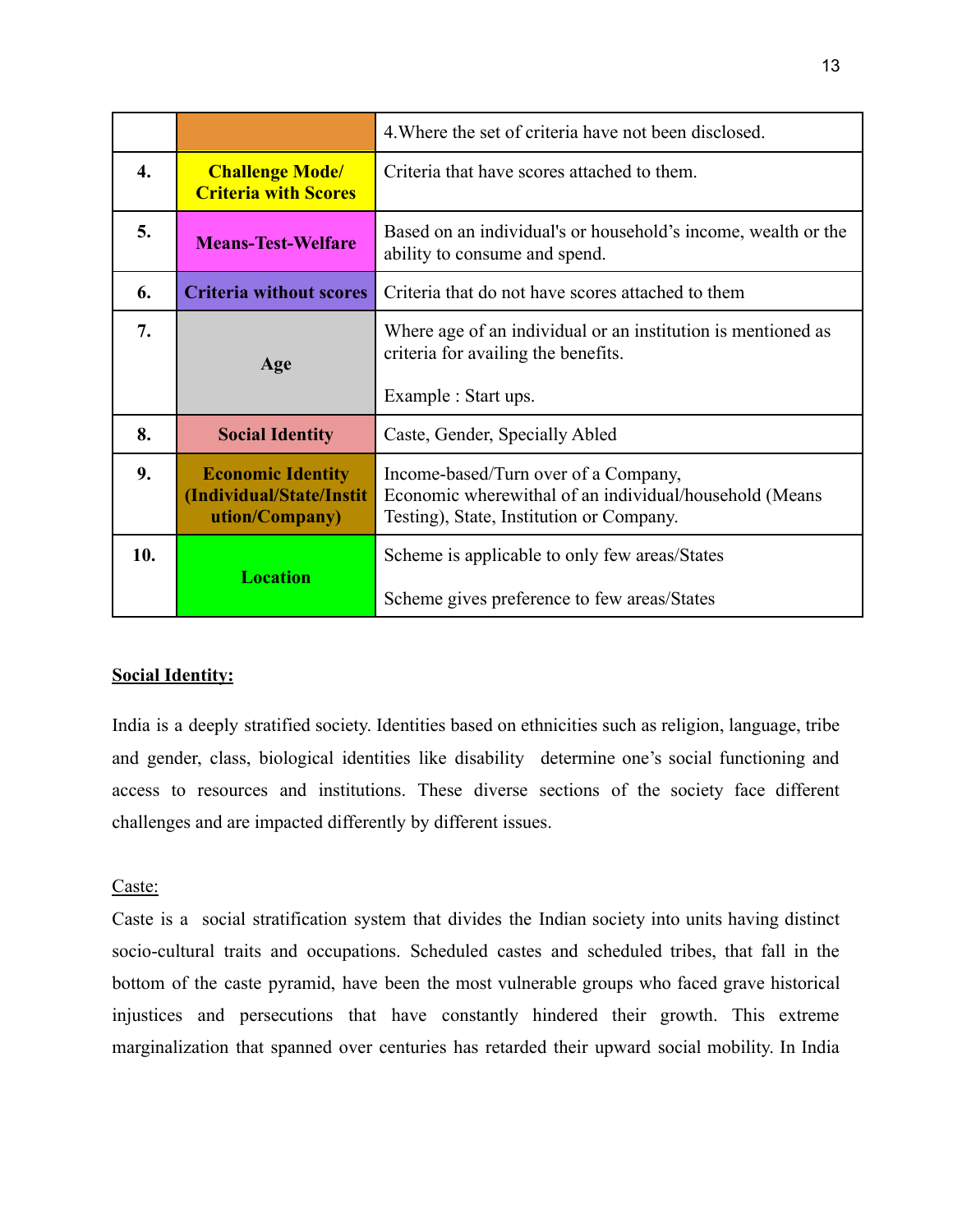|  |  | 4.Where the set of criteria have not been disclosed. |
|---|---|---|
| **4.** | **Challenge Mode/ Criteria with Scores** | Criteria that have scores attached to them. |
| **5.** | **Means-Test-Welfare** | Based on an individual's or household's income, wealth or the ability to consume and spend. |
| **6.** | **Criteria without scores** | Criteria that do not have scores attached to them |
| **7.** | **Age** | Where age of an individual or an institution is mentioned as criteria for availing the benefits.<br><br>Example : Start ups. |
| **8.** | **Social Identity** | Caste, Gender, Specially Abled |
| **9.** | **Economic Identity (Individual/State/Institution/Company)** | Income-based/Turn over of a Company, Economic wherewithal of an individual/household (Means Testing), State, Institution or Company. |
| **10.** | **Location** | Scheme is applicable to only few areas/States<br><br>Scheme gives preference to few areas/States |

**Social Identity:**

India is a deeply stratified society. Identities based on ethnicities such as religion, language, tribe and gender, class, biological identities like disability determine one's social functioning and access to resources and institutions. These diverse sections of the society face different challenges and are impacted differently by different issues.

Caste:

Caste is a social stratification system that divides the Indian society into units having distinct socio-cultural traits and occupations. Scheduled castes and scheduled tribes, that fall in the bottom of the caste pyramid, have been the most vulnerable groups who faced grave historical injustices and persecutions that have constantly hindered their growth. This extreme marginalization that spanned over centuries has retarded their upward social mobility. In India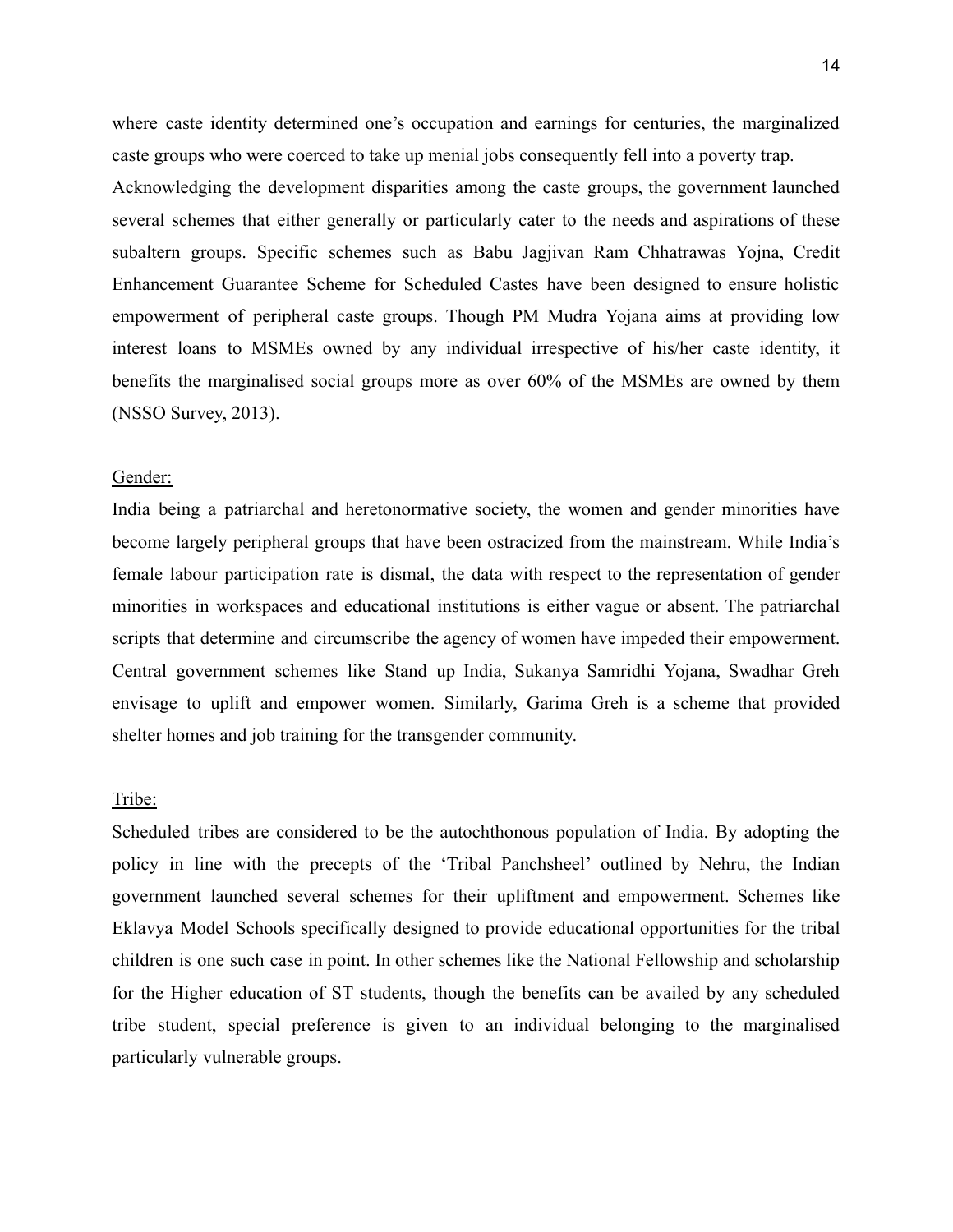where caste identity determined one's occupation and earnings for centuries, the marginalized caste groups who were coerced to take up menial jobs consequently fell into a poverty trap.

Acknowledging the development disparities among the caste groups, the government launched several schemes that either generally or particularly cater to the needs and aspirations of these subaltern groups. Specific schemes such as Babu Jagjivan Ram Chhatrawas Yojna, Credit Enhancement Guarantee Scheme for Scheduled Castes have been designed to ensure holistic empowerment of peripheral caste groups. Though PM Mudra Yojana aims at providing low interest loans to MSMEs owned by any individual irrespective of his/her caste identity, it benefits the marginalised social groups more as over 60% of the MSMEs are owned by them (NSSO Survey, 2013).

<u>Gender:</u>

India being a patriarchal and heretonormative society, the women and gender minorities have become largely peripheral groups that have been ostracized from the mainstream. While India's female labour participation rate is dismal, the data with respect to the representation of gender minorities in workspaces and educational institutions is either vague or absent. The patriarchal scripts that determine and circumscribe the agency of women have impeded their empowerment. Central government schemes like Stand up India, Sukanya Samridhi Yojana, Swadhar Greh envisage to uplift and empower women. Similarly, Garima Greh is a scheme that provided shelter homes and job training for the transgender community.

<u>Tribe:</u>

Scheduled tribes are considered to be the autochthonous population of India. By adopting the policy in line with the precepts of the 'Tribal Panchsheel' outlined by Nehru, the Indian government launched several schemes for their upliftment and empowerment. Schemes like Eklavya Model Schools specifically designed to provide educational opportunities for the tribal children is one such case in point. In other schemes like the National Fellowship and scholarship for the Higher education of ST students, though the benefits can be availed by any scheduled tribe student, special preference is given to an individual belonging to the marginalised particularly vulnerable groups.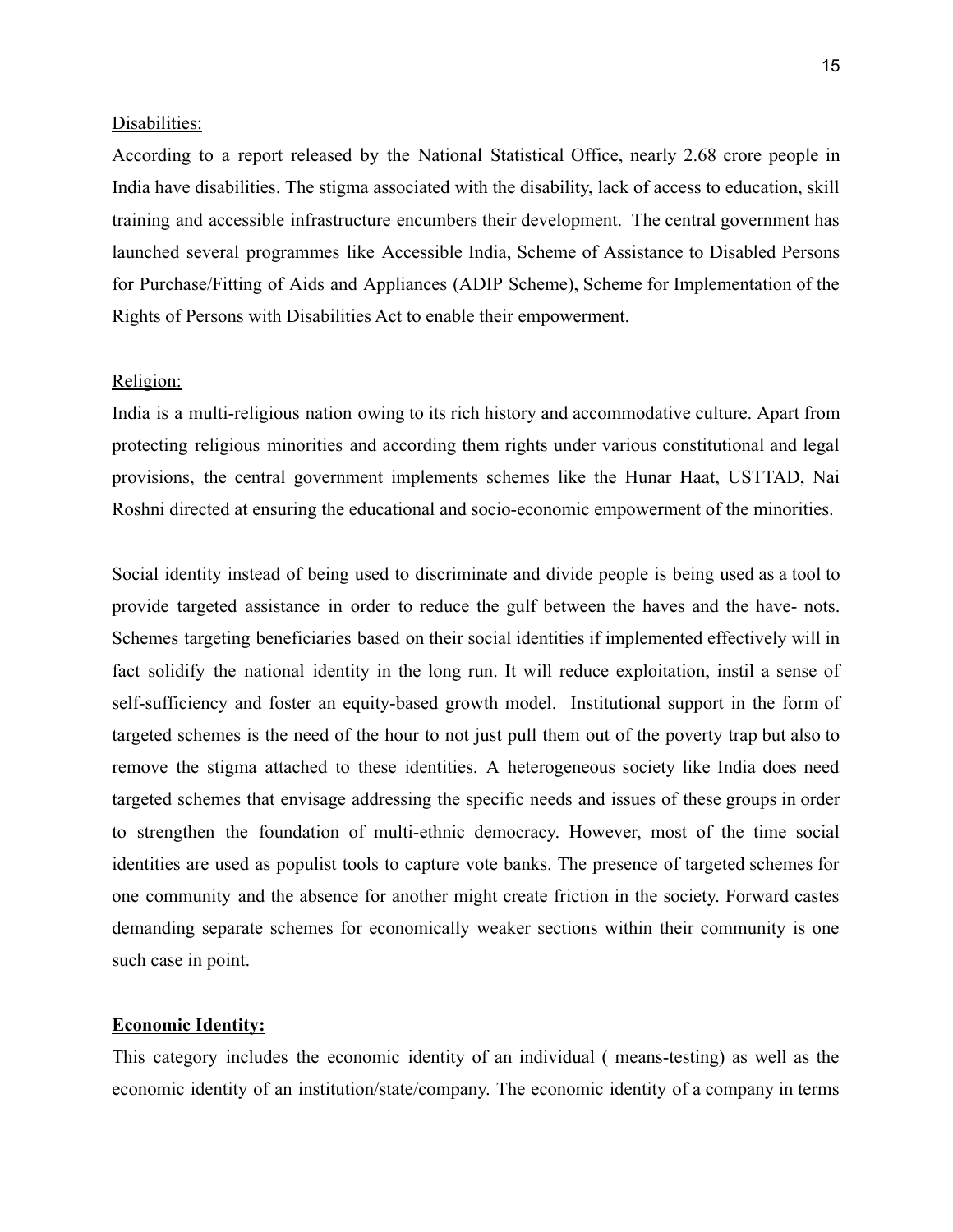<u>Disabilities:</u>

According to a report released by the National Statistical Office, nearly 2.68 crore people in India have disabilities. The stigma associated with the disability, lack of access to education, skill training and accessible infrastructure encumbers their development. The central government has launched several programmes like Accessible India, Scheme of Assistance to Disabled Persons for Purchase/Fitting of Aids and Appliances (ADIP Scheme), Scheme for Implementation of the Rights of Persons with Disabilities Act to enable their empowerment.

<u>Religion:</u>

India is a multi-religious nation owing to its rich history and accommodative culture. Apart from protecting religious minorities and according them rights under various constitutional and legal provisions, the central government implements schemes like the Hunar Haat, USTTAD, Nai Roshni directed at ensuring the educational and socio-economic empowerment of the minorities.

Social identity instead of being used to discriminate and divide people is being used as a tool to provide targeted assistance in order to reduce the gulf between the haves and the have- nots. Schemes targeting beneficiaries based on their social identities if implemented effectively will in fact solidify the national identity in the long run. It will reduce exploitation, instil a sense of self-sufficiency and foster an equity-based growth model. Institutional support in the form of targeted schemes is the need of the hour to not just pull them out of the poverty trap but also to remove the stigma attached to these identities. A heterogeneous society like India does need targeted schemes that envisage addressing the specific needs and issues of these groups in order to strengthen the foundation of multi-ethnic democracy. However, most of the time social identities are used as populist tools to capture vote banks. The presence of targeted schemes for one community and the absence for another might create friction in the society. Forward castes demanding separate schemes for economically weaker sections within their community is one such case in point.

**<u>Economic Identity:</u>**

This category includes the economic identity of an individual ( means-testing) as well as the economic identity of an institution/state/company. The economic identity of a company in terms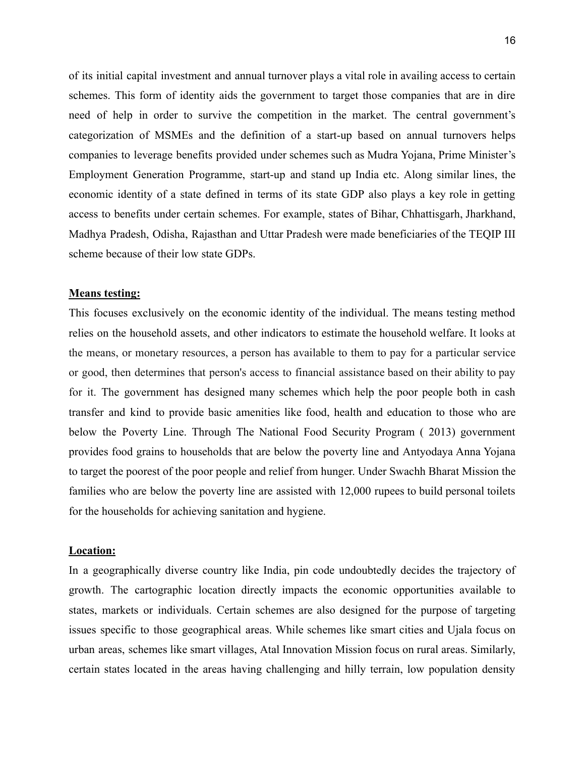of its initial capital investment and annual turnover plays a vital role in availing access to certain schemes. This form of identity aids the government to target those companies that are in dire need of help in order to survive the competition in the market. The central government's categorization of MSMEs and the definition of a start-up based on annual turnovers helps companies to leverage benefits provided under schemes such as Mudra Yojana, Prime Minister's Employment Generation Programme, start-up and stand up India etc. Along similar lines, the economic identity of a state defined in terms of its state GDP also plays a key role in getting access to benefits under certain schemes. For example, states of Bihar, Chhattisgarh, Jharkhand, Madhya Pradesh, Odisha, Rajasthan and Uttar Pradesh were made beneficiaries of the TEQIP III scheme because of their low state GDPs.

**Means testing:**

This focuses exclusively on the economic identity of the individual. The means testing method relies on the household assets, and other indicators to estimate the household welfare. It looks at the means, or monetary resources, a person has available to them to pay for a particular service or good, then determines that person's access to financial assistance based on their ability to pay for it. The government has designed many schemes which help the poor people both in cash transfer and kind to provide basic amenities like food, health and education to those who are below the Poverty Line. Through The National Food Security Program ( 2013) government provides food grains to households that are below the poverty line and Antyodaya Anna Yojana to target the poorest of the poor people and relief from hunger. Under Swachh Bharat Mission the families who are below the poverty line are assisted with 12,000 rupees to build personal toilets for the households for achieving sanitation and hygiene.

**Location:**

In a geographically diverse country like India, pin code undoubtedly decides the trajectory of growth. The cartographic location directly impacts the economic opportunities available to states, markets or individuals. Certain schemes are also designed for the purpose of targeting issues specific to those geographical areas. While schemes like smart cities and Ujala focus on urban areas, schemes like smart villages, Atal Innovation Mission focus on rural areas. Similarly, certain states located in the areas having challenging and hilly terrain, low population density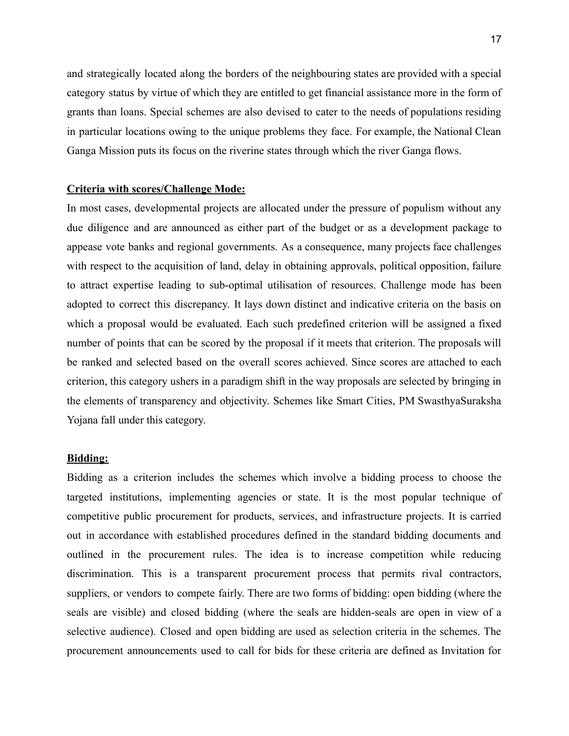and strategically located along the borders of the neighbouring states are provided with a special category status by virtue of which they are entitled to get financial assistance more in the form of grants than loans. Special schemes are also devised to cater to the needs of populations residing in particular locations owing to the unique problems they face. For example, the National Clean Ganga Mission puts its focus on the riverine states through which the river Ganga flows.

**Criteria with scores/Challenge Mode:**

In most cases, developmental projects are allocated under the pressure of populism without any due diligence and are announced as either part of the budget or as a development package to appease vote banks and regional governments. As a consequence, many projects face challenges with respect to the acquisition of land, delay in obtaining approvals, political opposition, failure to attract expertise leading to sub-optimal utilisation of resources. Challenge mode has been adopted to correct this discrepancy. It lays down distinct and indicative criteria on the basis on which a proposal would be evaluated. Each such predefined criterion will be assigned a fixed number of points that can be scored by the proposal if it meets that criterion. The proposals will be ranked and selected based on the overall scores achieved. Since scores are attached to each criterion, this category ushers in a paradigm shift in the way proposals are selected by bringing in the elements of transparency and objectivity. Schemes like Smart Cities, PM SwasthyaSuraksha Yojana fall under this category.

**Bidding:**

Bidding as a criterion includes the schemes which involve a bidding process to choose the targeted institutions, implementing agencies or state. It is the most popular technique of competitive public procurement for products, services, and infrastructure projects. It is carried out in accordance with established procedures defined in the standard bidding documents and outlined in the procurement rules. The idea is to increase competition while reducing discrimination. This is a transparent procurement process that permits rival contractors, suppliers, or vendors to compete fairly. There are two forms of bidding: open bidding (where the seals are visible) and closed bidding (where the seals are hidden-seals are open in view of a selective audience). Closed and open bidding are used as selection criteria in the schemes. The procurement announcements used to call for bids for these criteria are defined as Invitation for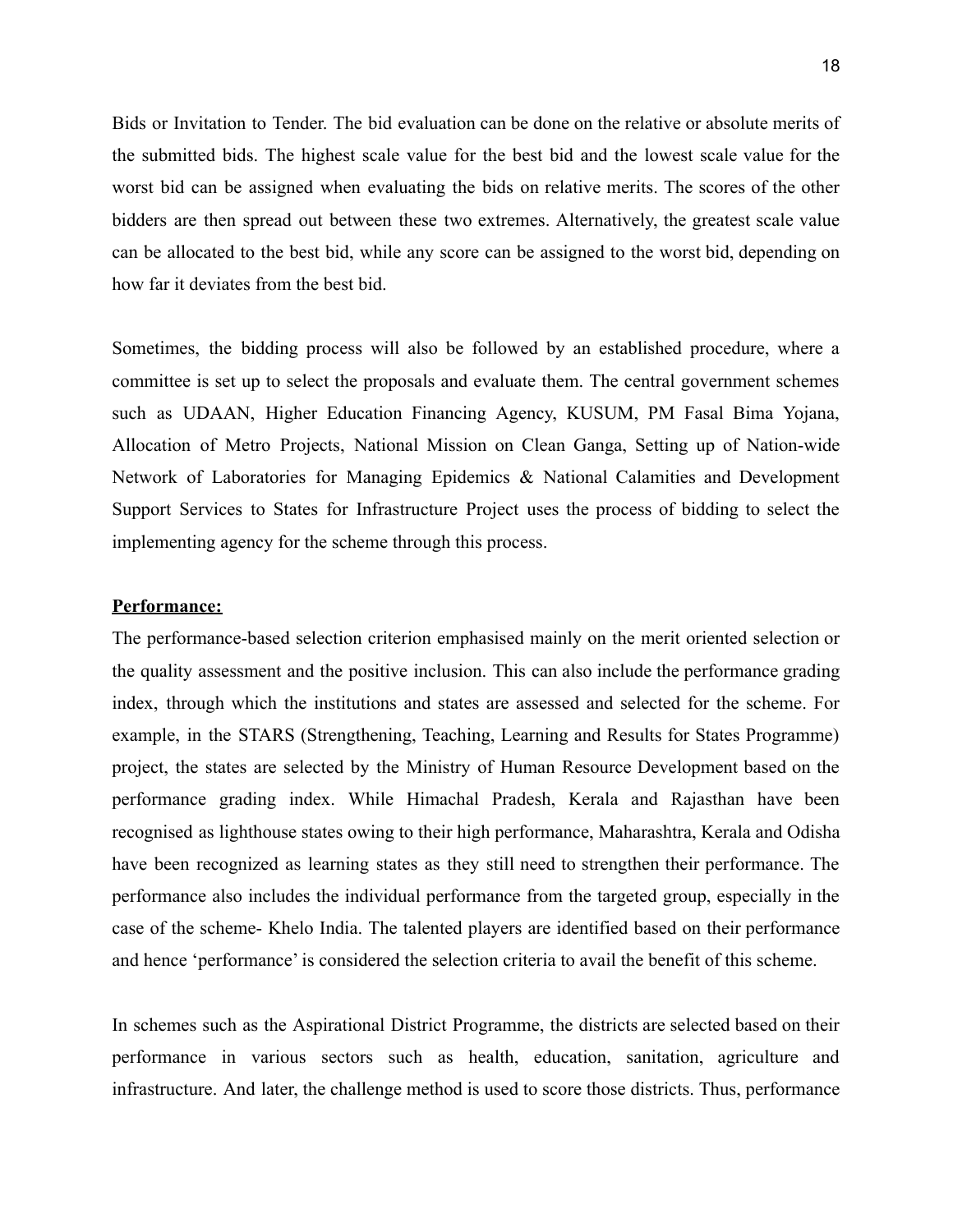Bids or Invitation to Tender. The bid evaluation can be done on the relative or absolute merits of the submitted bids. The highest scale value for the best bid and the lowest scale value for the worst bid can be assigned when evaluating the bids on relative merits. The scores of the other bidders are then spread out between these two extremes. Alternatively, the greatest scale value can be allocated to the best bid, while any score can be assigned to the worst bid, depending on how far it deviates from the best bid.

Sometimes, the bidding process will also be followed by an established procedure, where a committee is set up to select the proposals and evaluate them. The central government schemes such as UDAAN, Higher Education Financing Agency, KUSUM, PM Fasal Bima Yojana, Allocation of Metro Projects, National Mission on Clean Ganga, Setting up of Nation-wide Network of Laboratories for Managing Epidemics & National Calamities and Development Support Services to States for Infrastructure Project uses the process of bidding to select the implementing agency for the scheme through this process.

**Performance:**

The performance-based selection criterion emphasised mainly on the merit oriented selection or the quality assessment and the positive inclusion. This can also include the performance grading index, through which the institutions and states are assessed and selected for the scheme. For example, in the STARS (Strengthening, Teaching, Learning and Results for States Programme) project, the states are selected by the Ministry of Human Resource Development based on the performance grading index. While Himachal Pradesh, Kerala and Rajasthan have been recognised as lighthouse states owing to their high performance, Maharashtra, Kerala and Odisha have been recognized as learning states as they still need to strengthen their performance. The performance also includes the individual performance from the targeted group, especially in the case of the scheme- Khelo India. The talented players are identified based on their performance and hence 'performance' is considered the selection criteria to avail the benefit of this scheme.

In schemes such as the Aspirational District Programme, the districts are selected based on their performance in various sectors such as health, education, sanitation, agriculture and infrastructure. And later, the challenge method is used to score those districts. Thus, performance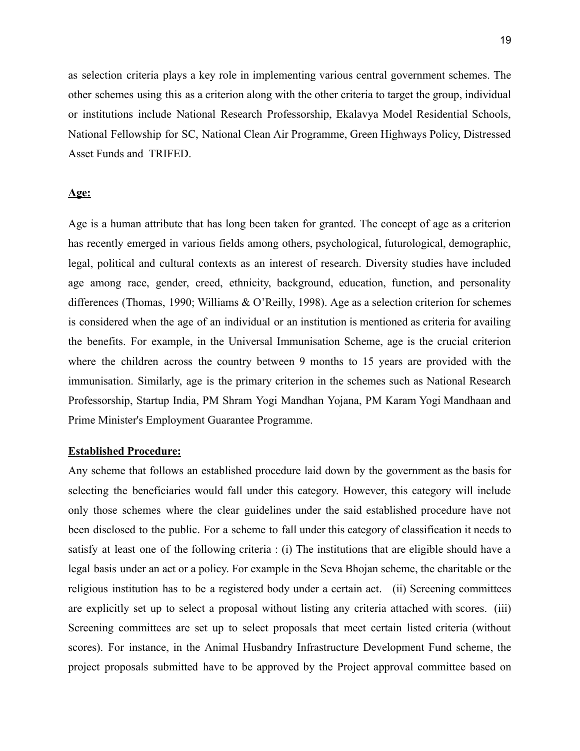as selection criteria plays a key role in implementing various central government schemes. The other schemes using this as a criterion along with the other criteria to target the group, individual or institutions include National Research Professorship, Ekalavya Model Residential Schools, National Fellowship for SC, National Clean Air Programme, Green Highways Policy, Distressed Asset Funds and TRIFED.

**Age:**

Age is a human attribute that has long been taken for granted. The concept of age as a criterion has recently emerged in various fields among others, psychological, futurological, demographic, legal, political and cultural contexts as an interest of research. Diversity studies have included age among race, gender, creed, ethnicity, background, education, function, and personality differences (Thomas, 1990; Williams & O'Reilly, 1998). Age as a selection criterion for schemes is considered when the age of an individual or an institution is mentioned as criteria for availing the benefits. For example, in the Universal Immunisation Scheme, age is the crucial criterion where the children across the country between 9 months to 15 years are provided with the immunisation. Similarly, age is the primary criterion in the schemes such as National Research Professorship, Startup India, PM Shram Yogi Mandhan Yojana, PM Karam Yogi Mandhaan and Prime Minister's Employment Guarantee Programme.

**Established Procedure:**

Any scheme that follows an established procedure laid down by the government as the basis for selecting the beneficiaries would fall under this category. However, this category will include only those schemes where the clear guidelines under the said established procedure have not been disclosed to the public. For a scheme to fall under this category of classification it needs to satisfy at least one of the following criteria : (i) The institutions that are eligible should have a legal basis under an act or a policy. For example in the Seva Bhojan scheme, the charitable or the religious institution has to be a registered body under a certain act. (ii) Screening committees are explicitly set up to select a proposal without listing any criteria attached with scores. (iii) Screening committees are set up to select proposals that meet certain listed criteria (without scores). For instance, in the Animal Husbandry Infrastructure Development Fund scheme, the project proposals submitted have to be approved by the Project approval committee based on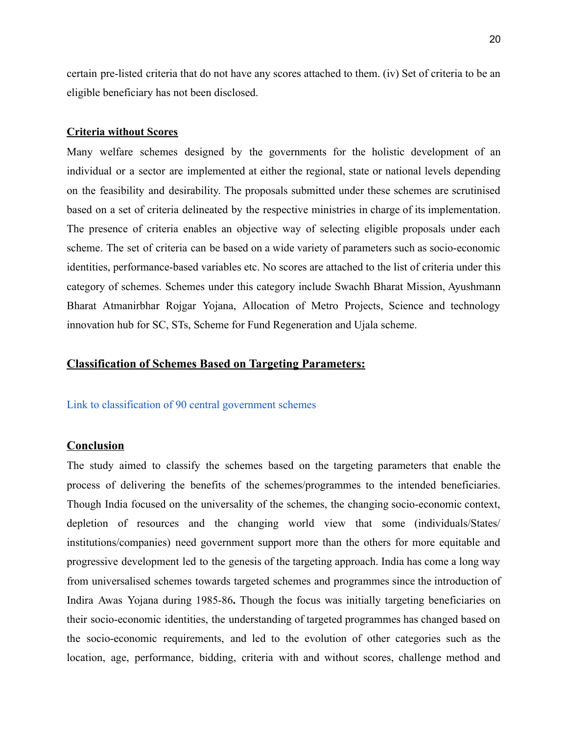certain pre-listed criteria that do not have any scores attached to them. (iv) Set of criteria to be an eligible beneficiary has not been disclosed.

**Criteria without Scores**

Many welfare schemes designed by the governments for the holistic development of an individual or a sector are implemented at either the regional, state or national levels depending on the feasibility and desirability. The proposals submitted under these schemes are scrutinised based on a set of criteria delineated by the respective ministries in charge of its implementation. The presence of criteria enables an objective way of selecting eligible proposals under each scheme. The set of criteria can be based on a wide variety of parameters such as socio-economic identities, performance-based variables etc. No scores are attached to the list of criteria under this category of schemes. Schemes under this category include Swachh Bharat Mission, Ayushmann Bharat Atmanirbhar Rojgar Yojana, Allocation of Metro Projects, Science and technology innovation hub for SC, STs, Scheme for Fund Regeneration and Ujala scheme.

## Classification of Schemes Based on Targeting Parameters:

Link to classification of 90 central government schemes

## Conclusion

The study aimed to classify the schemes based on the targeting parameters that enable the process of delivering the benefits of the schemes/programmes to the intended beneficiaries. Though India focused on the universality of the schemes, the changing socio-economic context, depletion of resources and the changing world view that some (individuals/States/ institutions/companies) need government support more than the others for more equitable and progressive development led to the genesis of the targeting approach. India has come a long way from universalised schemes towards targeted schemes and programmes since the introduction of Indira Awas Yojana during 1985-86**.** Though the focus was initially targeting beneficiaries on their socio-economic identities, the understanding of targeted programmes has changed based on the socio-economic requirements, and led to the evolution of other categories such as the location, age, performance, bidding, criteria with and without scores, challenge method and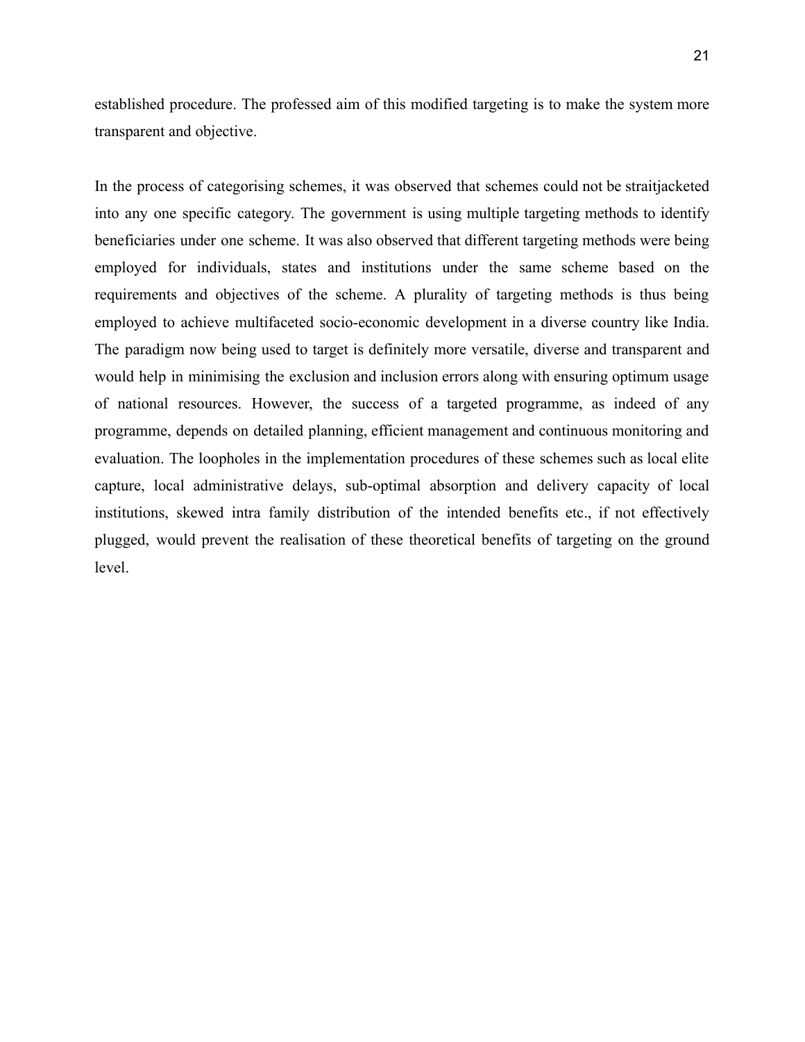established procedure. The professed aim of this modified targeting is to make the system more transparent and objective.

In the process of categorising schemes, it was observed that schemes could not be straitjacketed into any one specific category. The government is using multiple targeting methods to identify beneficiaries under one scheme. It was also observed that different targeting methods were being employed for individuals, states and institutions under the same scheme based on the requirements and objectives of the scheme. A plurality of targeting methods is thus being employed to achieve multifaceted socio-economic development in a diverse country like India. The paradigm now being used to target is definitely more versatile, diverse and transparent and would help in minimising the exclusion and inclusion errors along with ensuring optimum usage of national resources. However, the success of a targeted programme, as indeed of any programme, depends on detailed planning, efficient management and continuous monitoring and evaluation. The loopholes in the implementation procedures of these schemes such as local elite capture, local administrative delays, sub-optimal absorption and delivery capacity of local institutions, skewed intra family distribution of the intended benefits etc., if not effectively plugged, would prevent the realisation of these theoretical benefits of targeting on the ground level.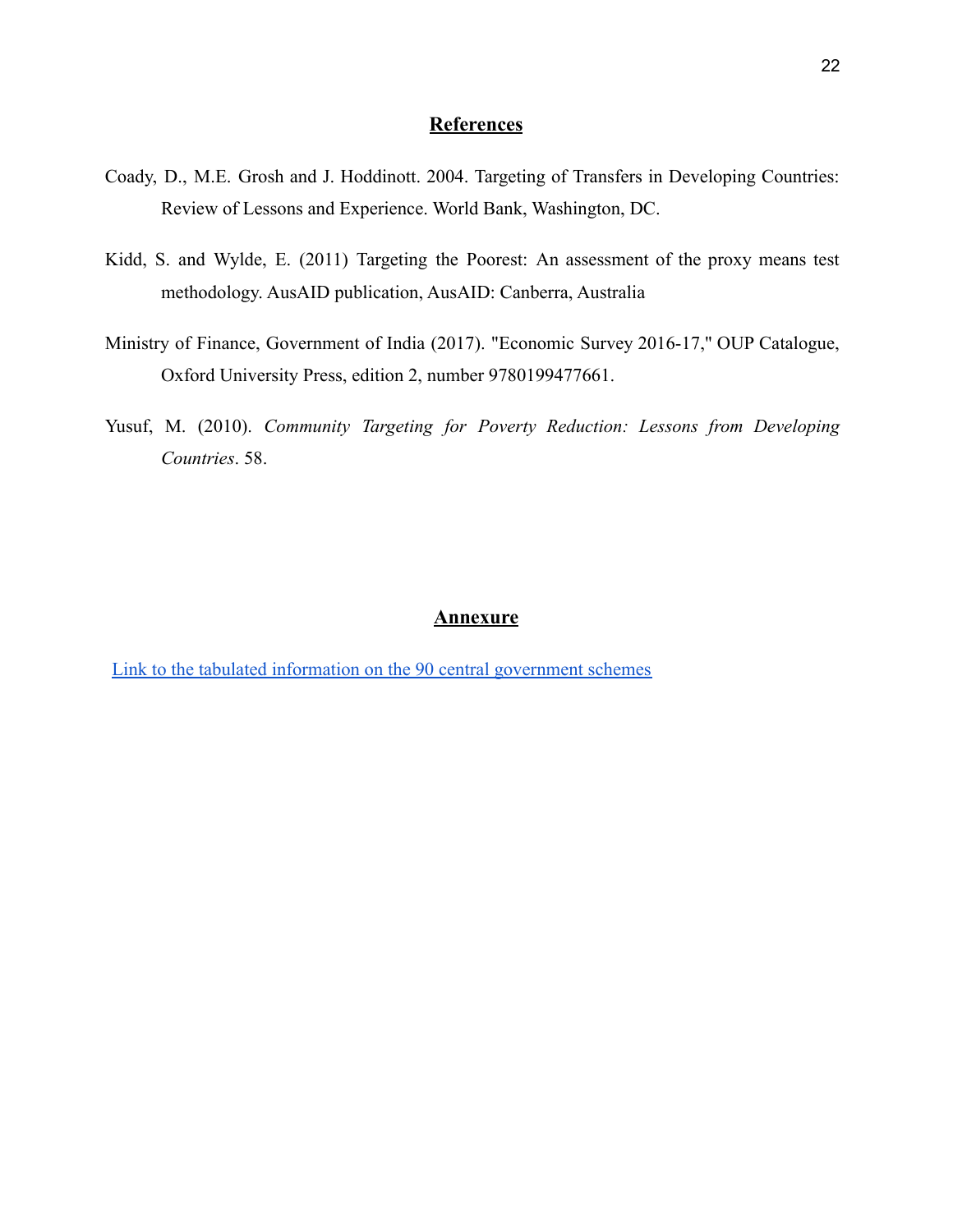## References

Coady, D., M.E. Grosh and J. Hoddinott. 2004. Targeting of Transfers in Developing Countries: Review of Lessons and Experience. World Bank, Washington, DC.

Kidd, S. and Wylde, E. (2011) Targeting the Poorest: An assessment of the proxy means test methodology. AusAID publication, AusAID: Canberra, Australia

Ministry of Finance, Government of India (2017). "Economic Survey 2016-17," OUP Catalogue, Oxford University Press, edition 2, number 9780199477661.

Yusuf, M. (2010). *Community Targeting for Poverty Reduction: Lessons from Developing Countries*. 58.

## Annexure

Link to the tabulated information on the 90 central government schemes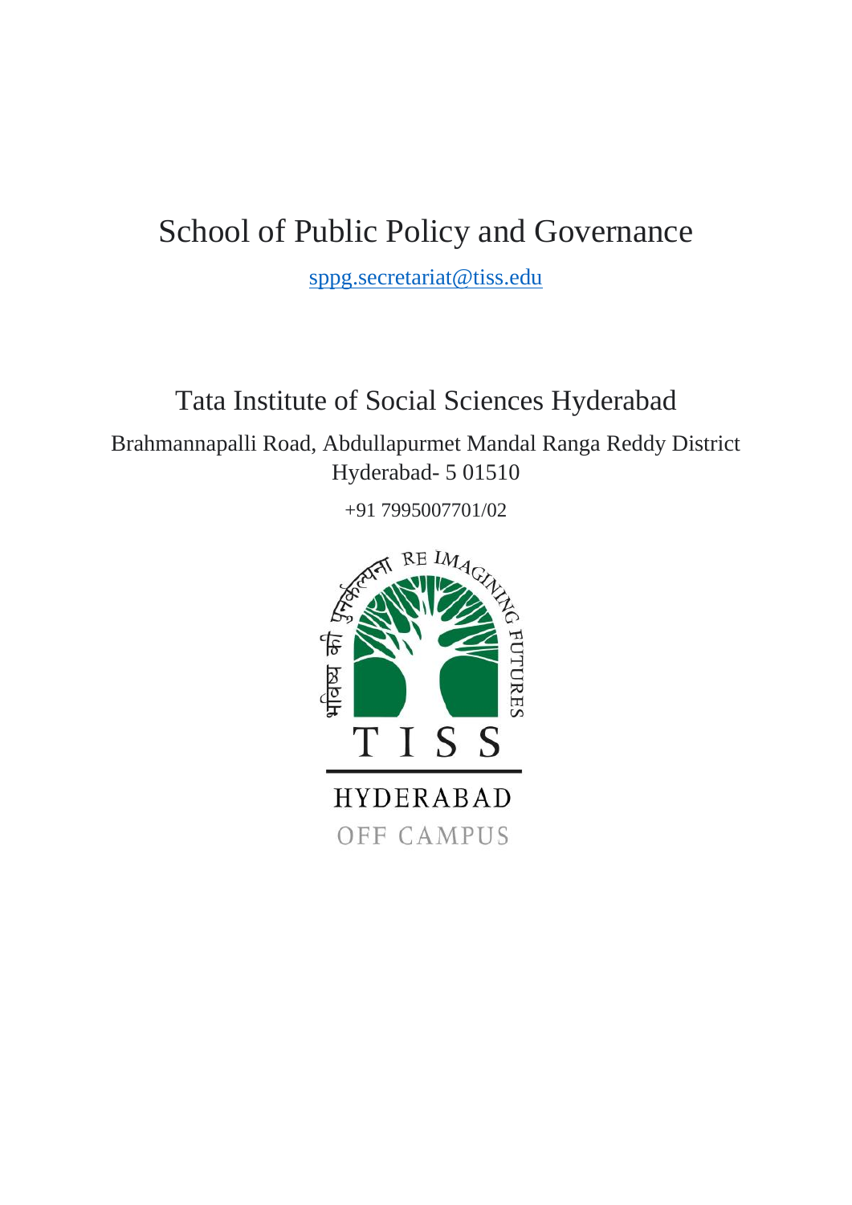# School of Public Policy and Governance

sppg.secretariat@tiss.edu

## Tata Institute of Social Sciences Hyderabad

Brahmannapalli Road, Abdullapurmet Mandal Ranga Reddy District
Hyderabad- 5 01510

+91 7995007701/02

भविष्य की पुनर्कल्पना RE IMAGINING FUTURES

TISS

HYDERABAD

OFF CAMPUS